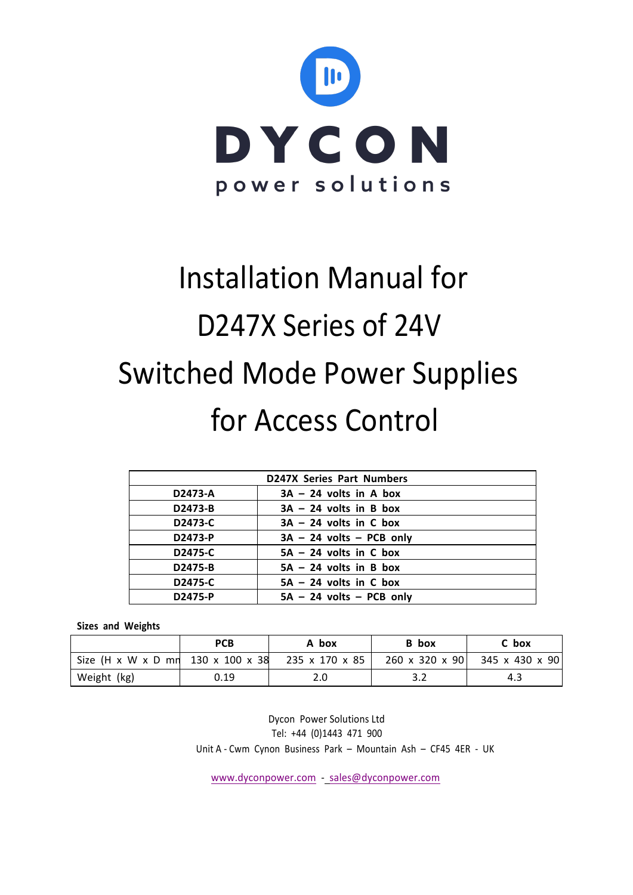DYCON

power solutions

# Installation Manual for D247X Series of 24V Switched Mode Power Supplies for Access Control

| D247X Series Part Numbers | |
|---|---|
| **D2473-A** | **3A – 24 volts in A box** |
| **D2473-B** | **3A – 24 volts in B box** |
| **D2473-C** | **3A – 24 volts in C box** |
| **D2473-P** | **3A – 24 volts – PCB only** |
| **D2475-C** | **5A – 24 volts in C box** |
| **D2475-B** | **5A – 24 volts in B box** |
| **D2475-C** | **5A – 24 volts in C box** |
| **D2475-P** | **5A – 24 volts – PCB only** |

**Sizes and Weights**

| | PCB | A box | B box | C box |
|---|---|---|---|---|
| Size (H x W x D mn | 130 x 100 x 38 | 235 x 170 x 85 | 260 x 320 x 90 | 345 x 430 x 90 |
| Weight (kg) | 0.19 | 2.0 | 3.2 | 4.3 |

Dycon Power Solutions Ltd
Tel: +44 (0)1443 471 900
Unit A - Cwm Cynon Business Park – Mountain Ash – CF45 4ER - UK

www.dyconpower.com - sales@dyconpower.com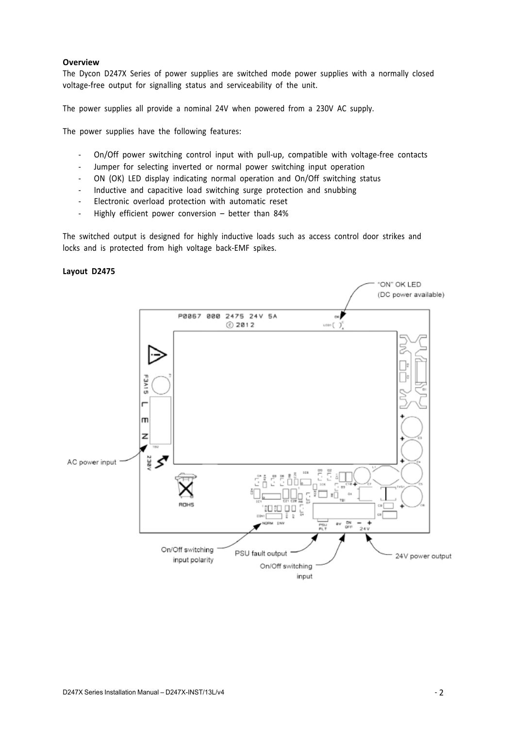**Overview**

The Dycon D247X Series of power supplies are switched mode power supplies with a normally closed voltage-free output for signalling status and serviceability of the unit.

The power supplies all provide a nominal 24V when powered from a 230V AC supply.

The power supplies have the following features:

- On/Off power switching control input with pull-up, compatible with voltage-free contacts
- Jumper for selecting inverted or normal power switching input operation
- ON (OK) LED display indicating normal operation and On/Off switching status
- Inductive and capacitive load switching surge protection and snubbing
- Electronic overload protection with automatic reset
- Highly efficient power conversion – better than 84%

The switched output is designed for highly inductive loads such as access control door strikes and locks and is protected from high voltage back-EMF spikes.

**Layout D2475**

"ON" OK LED (DC power available)

AC power input

On/Off switching input polarity

PSU fault output

On/Off switching input

24V power output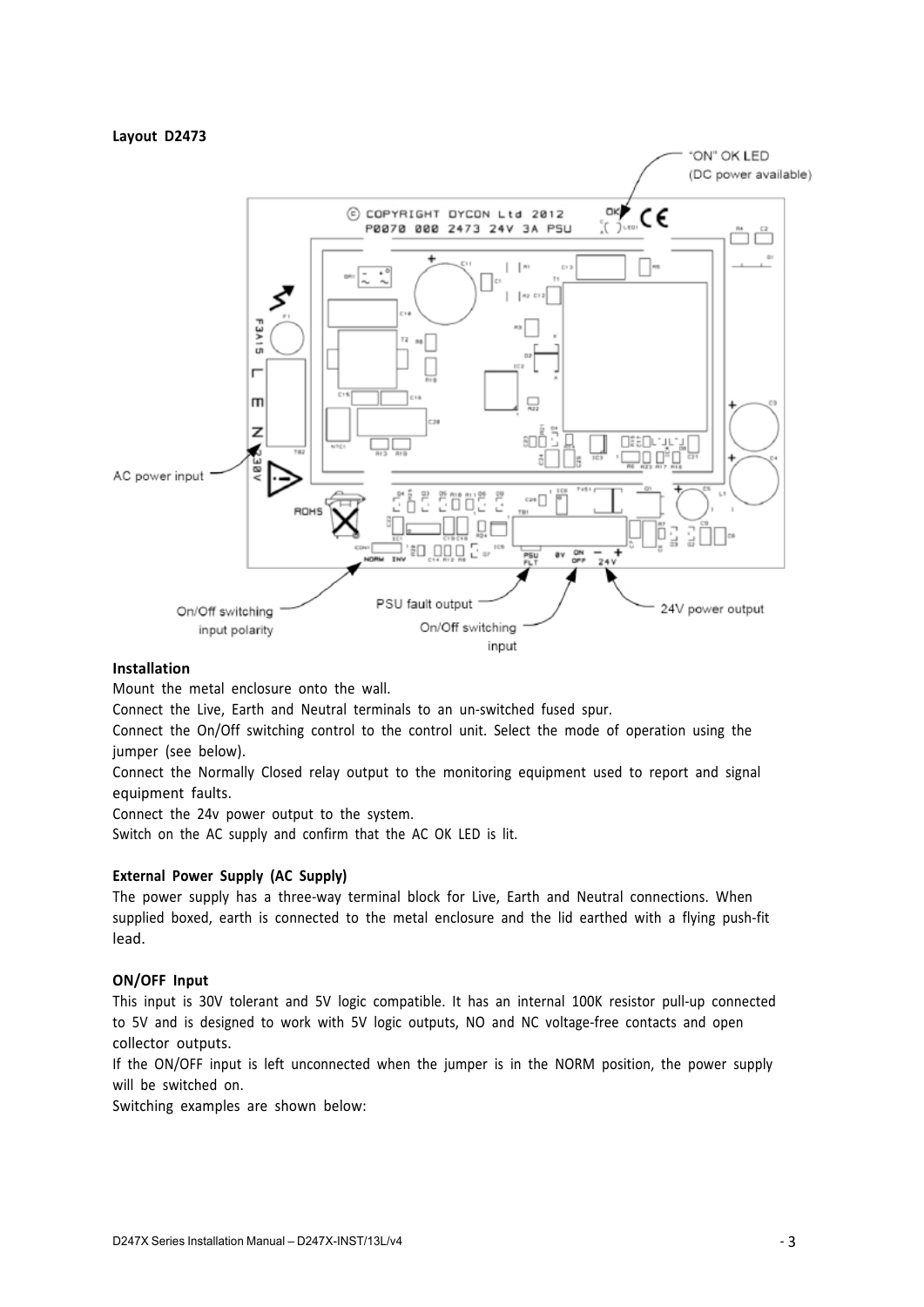**Layout D2473**

"ON" OK LED (DC power available)

AC power input

On/Off switching input polarity

PSU fault output

On/Off switching input

24V power output

**Installation**

Mount the metal enclosure onto the wall.

Connect the Live, Earth and Neutral terminals to an un-switched fused spur.

Connect the On/Off switching control to the control unit. Select the mode of operation using the jumper (see below).

Connect the Normally Closed relay output to the monitoring equipment used to report and signal equipment faults.

Connect the 24v power output to the system.

Switch on the AC supply and confirm that the AC OK LED is lit.

**External Power Supply (AC Supply)**

The power supply has a three-way terminal block for Live, Earth and Neutral connections. When supplied boxed, earth is connected to the metal enclosure and the lid earthed with a flying push-fit lead.

**ON/OFF Input**

This input is 30V tolerant and 5V logic compatible. It has an internal 100K resistor pull-up connected to 5V and is designed to work with 5V logic outputs, NO and NC voltage-free contacts and open collector outputs.

If the ON/OFF input is left unconnected when the jumper is in the NORM position, the power supply will be switched on.

Switching examples are shown below: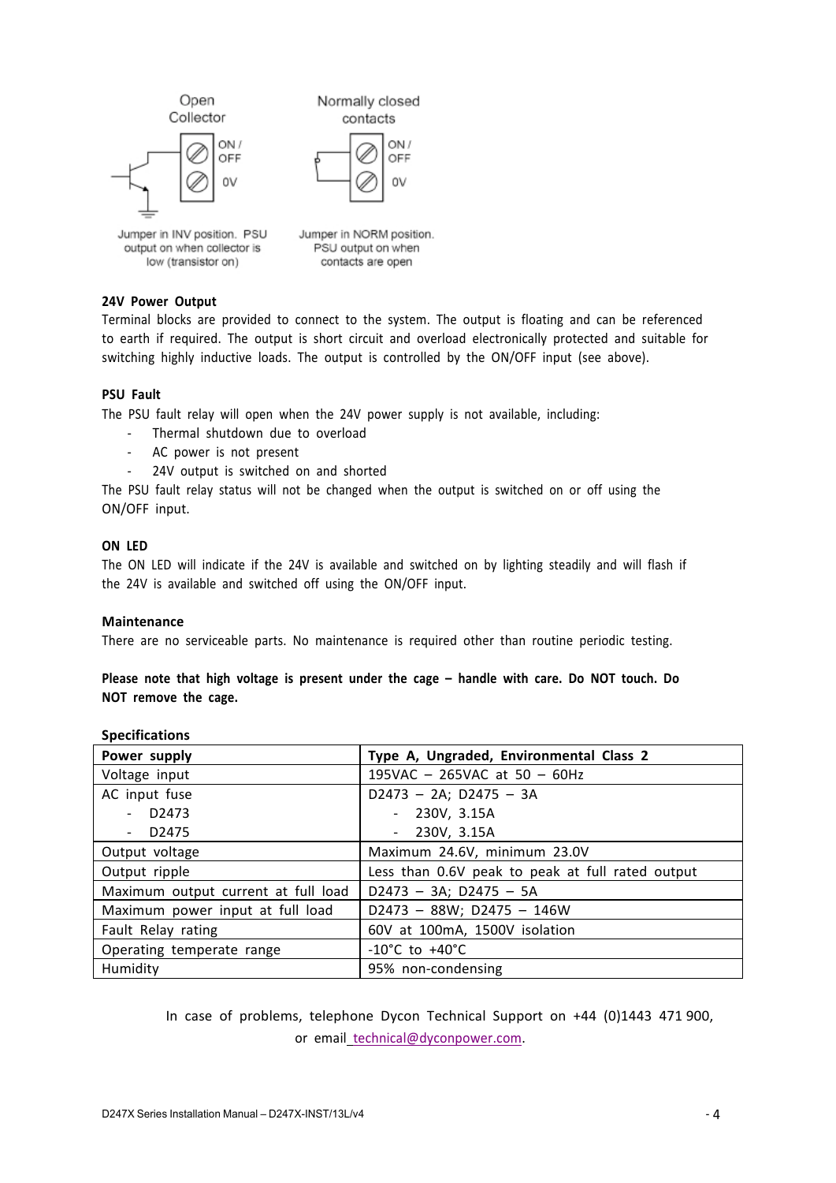Open Collector

ON / OFF

0V

Jumper in INV position. PSU output on when collector is low (transistor on)

Normally closed contacts

ON / OFF

0V

Jumper in NORM position. PSU output on when contacts are open

**24V Power Output**

Terminal blocks are provided to connect to the system. The output is floating and can be referenced to earth if required. The output is short circuit and overload electronically protected and suitable for switching highly inductive loads. The output is controlled by the ON/OFF input (see above).

**PSU Fault**

The PSU fault relay will open when the 24V power supply is not available, including:

- Thermal shutdown due to overload
- AC power is not present
- 24V output is switched on and shorted

The PSU fault relay status will not be changed when the output is switched on or off using the ON/OFF input.

**ON LED**

The ON LED will indicate if the 24V is available and switched on by lighting steadily and will flash if the 24V is available and switched off using the ON/OFF input.

**Maintenance**

There are no serviceable parts. No maintenance is required other than routine periodic testing.

**Please note that high voltage is present under the cage – handle with care. Do NOT touch. Do NOT remove the cage.**

**Specifications**

| **Power supply** | **Type A, Ungraded, Environmental Class 2** |
|---|---|
| Voltage input | 195VAC – 265VAC at 50 – 60Hz |
| AC input fuse<br>- D2473<br>- D2475 | D2473 – 2A; D2475 – 3A<br>- 230V, 3.15A<br>- 230V, 3.15A |
| Output voltage | Maximum 24.6V, minimum 23.0V |
| Output ripple | Less than 0.6V peak to peak at full rated output |
| Maximum output current at full load | D2473 – 3A; D2475 – 5A |
| Maximum power input at full load | D2473 – 88W; D2475 – 146W |
| Fault Relay rating | 60V at 100mA, 1500V isolation |
| Operating temperate range | -10°C to +40°C |
| Humidity | 95% non-condensing |

In case of problems, telephone Dycon Technical Support on +44 (0)1443 471 900, or email technical@dyconpower.com.